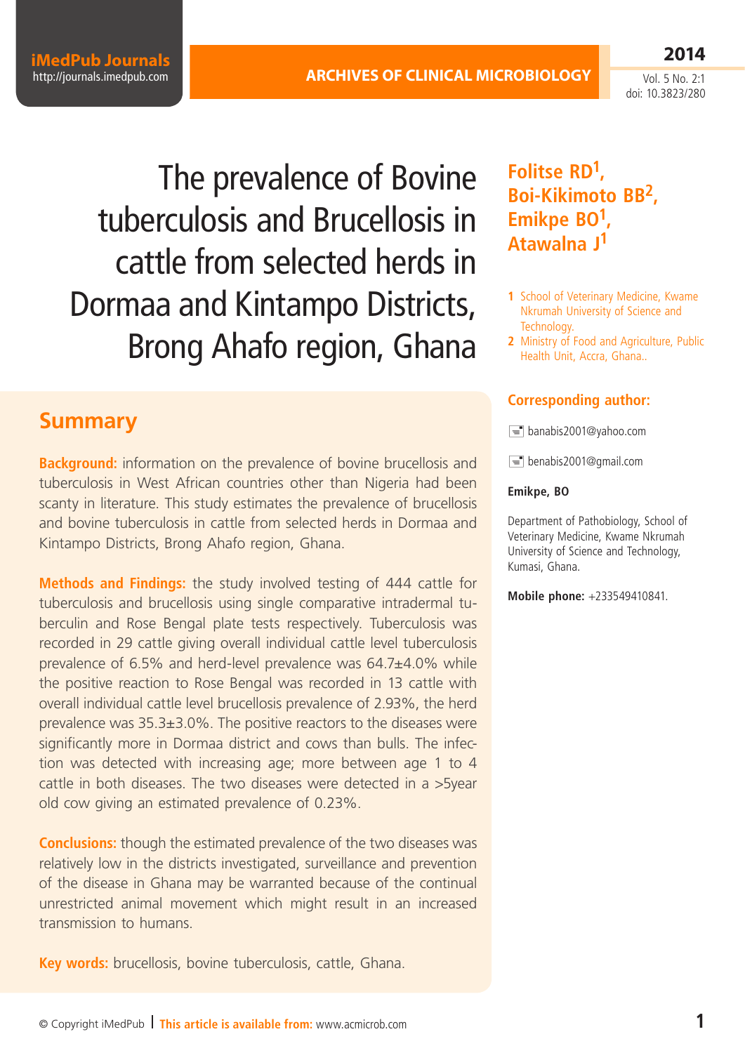# The prevalence of Bovine tuberculosis and Brucellosis in cattle from selected herds in Dormaa and Kintampo Districts, Brong Ahafo region, Ghana

**Folitse RD[1], Boi-Kikimoto BB[2], Emikpe BO[1], Atawalna J[1]**

1 School of Veterinary Medicine, Kwame Nkrumah University of Science and Technology.

2 Ministry of Food and Agriculture, Public Health Unit, Accra, Ghana..

**Corresponding author:**

banabis2001@yahoo.com

benabis2001@gmail.com

**Emikpe, BO**

Department of Pathobiology, School of Veterinary Medicine, Kwame Nkrumah University of Science and Technology, Kumasi, Ghana.

**Mobile phone:** +233549410841.

## Summary

**Background:** information on the prevalence of bovine brucellosis and tuberculosis in West African countries other than Nigeria had been scanty in literature. This study estimates the prevalence of brucellosis and bovine tuberculosis in cattle from selected herds in Dormaa and Kintampo Districts, Brong Ahafo region, Ghana.

**Methods and Findings:** the study involved testing of 444 cattle for tuberculosis and brucellosis using single comparative intradermal tuberculin and Rose Bengal plate tests respectively. Tuberculosis was recorded in 29 cattle giving overall individual cattle level tuberculosis prevalence of 6.5% and herd-level prevalence was 64.7±4.0% while the positive reaction to Rose Bengal was recorded in 13 cattle with overall individual cattle level brucellosis prevalence of 2.93%, the herd prevalence was 35.3±3.0%. The positive reactors to the diseases were significantly more in Dormaa district and cows than bulls. The infection was detected with increasing age; more between age 1 to 4 cattle in both diseases. The two diseases were detected in a >5year old cow giving an estimated prevalence of 0.23%.

**Conclusions:** though the estimated prevalence of the two diseases was relatively low in the districts investigated, surveillance and prevention of the disease in Ghana may be warranted because of the continual unrestricted animal movement which might result in an increased transmission to humans.

**Key words:** brucellosis, bovine tuberculosis, cattle, Ghana.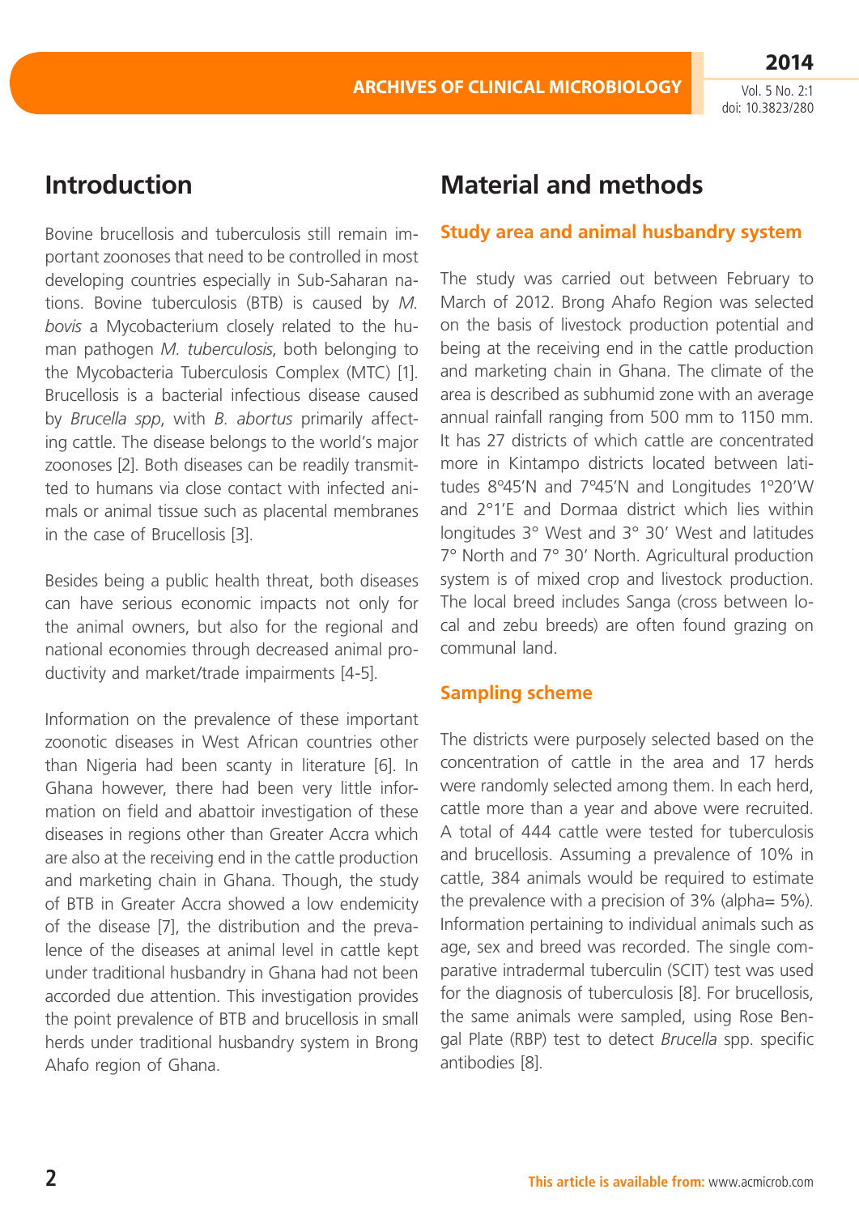## Introduction

Bovine brucellosis and tuberculosis still remain important zoonoses that need to be controlled in most developing countries especially in Sub-Saharan nations. Bovine tuberculosis (BTB) is caused by *M. bovis* a Mycobacterium closely related to the human pathogen *M. tuberculosis*, both belonging to the Mycobacteria Tuberculosis Complex (MTC) [1]. Brucellosis is a bacterial infectious disease caused by *Brucella spp*, with *B. abortus* primarily affecting cattle. The disease belongs to the world's major zoonoses [2]. Both diseases can be readily transmitted to humans via close contact with infected animals or animal tissue such as placental membranes in the case of Brucellosis [3].

Besides being a public health threat, both diseases can have serious economic impacts not only for the animal owners, but also for the regional and national economies through decreased animal productivity and market/trade impairments [4-5].

Information on the prevalence of these important zoonotic diseases in West African countries other than Nigeria had been scanty in literature [6]. In Ghana however, there had been very little information on field and abattoir investigation of these diseases in regions other than Greater Accra which are also at the receiving end in the cattle production and marketing chain in Ghana. Though, the study of BTB in Greater Accra showed a low endemicity of the disease [7], the distribution and the prevalence of the diseases at animal level in cattle kept under traditional husbandry in Ghana had not been accorded due attention. This investigation provides the point prevalence of BTB and brucellosis in small herds under traditional husbandry system in Brong Ahafo region of Ghana.

## Material and methods

### Study area and animal husbandry system

The study was carried out between February to March of 2012. Brong Ahafo Region was selected on the basis of livestock production potential and being at the receiving end in the cattle production and marketing chain in Ghana. The climate of the area is described as subhumid zone with an average annual rainfall ranging from 500 mm to 1150 mm. It has 27 districts of which cattle are concentrated more in Kintampo districts located between latitudes 8°45'N and 7°45'N and Longitudes 1°20'W and 2°1'E and Dormaa district which lies within longitudes 3° West and 3° 30' West and latitudes 7° North and 7° 30' North. Agricultural production system is of mixed crop and livestock production. The local breed includes Sanga (cross between local and zebu breeds) are often found grazing on communal land.

### Sampling scheme

The districts were purposely selected based on the concentration of cattle in the area and 17 herds were randomly selected among them. In each herd, cattle more than a year and above were recruited. A total of 444 cattle were tested for tuberculosis and brucellosis. Assuming a prevalence of 10% in cattle, 384 animals would be required to estimate the prevalence with a precision of 3% (alpha= 5%). Information pertaining to individual animals such as age, sex and breed was recorded. The single comparative intradermal tuberculin (SCIT) test was used for the diagnosis of tuberculosis [8]. For brucellosis, the same animals were sampled, using Rose Bengal Plate (RBP) test to detect *Brucella* spp. specific antibodies [8].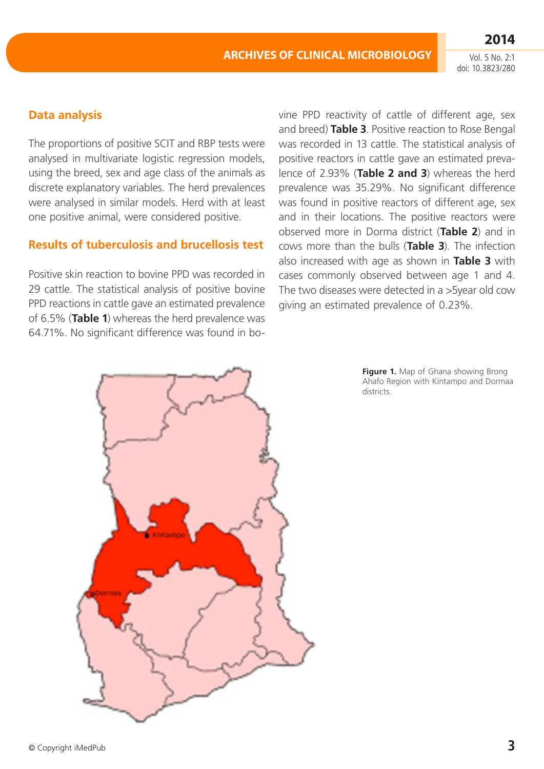## Data analysis

The proportions of positive SCIT and RBP tests were analysed in multivariate logistic regression models, using the breed, sex and age class of the animals as discrete explanatory variables. The herd prevalences were analysed in similar models. Herd with at least one positive animal, were considered positive.

## Results of tuberculosis and brucellosis test

Positive skin reaction to bovine PPD was recorded in 29 cattle. The statistical analysis of positive bovine PPD reactions in cattle gave an estimated prevalence of 6.5% (**Table 1**) whereas the herd prevalence was 64.71%. No significant difference was found in bovine PPD reactivity of cattle of different age, sex and breed) **Table 3**. Positive reaction to Rose Bengal was recorded in 13 cattle. The statistical analysis of positive reactors in cattle gave an estimated prevalence of 2.93% (**Table 2 and 3**) whereas the herd prevalence was 35.29%. No significant difference was found in positive reactors of different age, sex and in their locations. The positive reactors were observed more in Dorma district (**Table 2**) and in cows more than the bulls (**Table 3**). The infection also increased with age as shown in **Table 3** with cases commonly observed between age 1 and 4. The two diseases were detected in a >5year old cow giving an estimated prevalence of 0.23%.

**Figure 1.** Map of Ghana showing Brong Ahafo Region with Kintampo and Dormaa districts.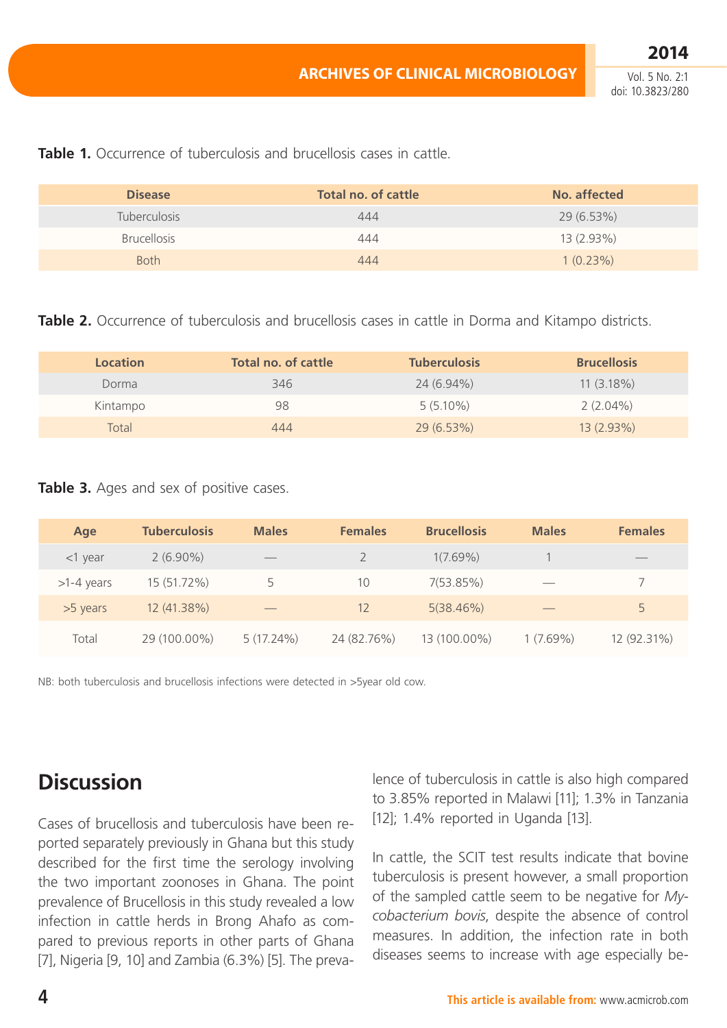**Table 1.** Occurrence of tuberculosis and brucellosis cases in cattle.

| Disease | Total no. of cattle | No. affected |
|---|---|---|
| Tuberculosis | 444 | 29 (6.53%) |
| Brucellosis | 444 | 13 (2.93%) |
| Both | 444 | 1 (0.23%) |

**Table 2.** Occurrence of tuberculosis and brucellosis cases in cattle in Dorma and Kitampo districts.

| Location | Total no. of cattle | Tuberculosis | Brucellosis |
|---|---|---|---|
| Dorma | 346 | 24 (6.94%) | 11 (3.18%) |
| Kintampo | 98 | 5 (5.10%) | 2 (2.04%) |
| Total | 444 | 29 (6.53%) | 13 (2.93%) |

**Table 3.** Ages and sex of positive cases.

| Age | Tuberculosis | Males | Females | Brucellosis | Males | Females |
|---|---|---|---|---|---|---|
| <1 year | 2 (6.90%) | — | 2 | 1(7.69%) | 1 | — |
| >1-4 years | 15 (51.72%) | 5 | 10 | 7(53.85%) | — | 7 |
| >5 years | 12 (41.38%) | — | 12 | 5(38.46%) | — | 5 |
| Total | 29 (100.00%) | 5 (17.24%) | 24 (82.76%) | 13 (100.00%) | 1 (7.69%) | 12 (92.31%) |

NB: both tuberculosis and brucellosis infections were detected in >5year old cow.

## Discussion

Cases of brucellosis and tuberculosis have been reported separately previously in Ghana but this study described for the first time the serology involving the two important zoonoses in Ghana. The point prevalence of Brucellosis in this study revealed a low infection in cattle herds in Brong Ahafo as compared to previous reports in other parts of Ghana [7], Nigeria [9, 10] and Zambia (6.3%) [5]. The prevalence of tuberculosis in cattle is also high compared to 3.85% reported in Malawi [11]; 1.3% in Tanzania [12]; 1.4% reported in Uganda [13].

In cattle, the SCIT test results indicate that bovine tuberculosis is present however, a small proportion of the sampled cattle seem to be negative for *Mycobacterium bovis*, despite the absence of control measures. In addition, the infection rate in both diseases seems to increase with age especially be-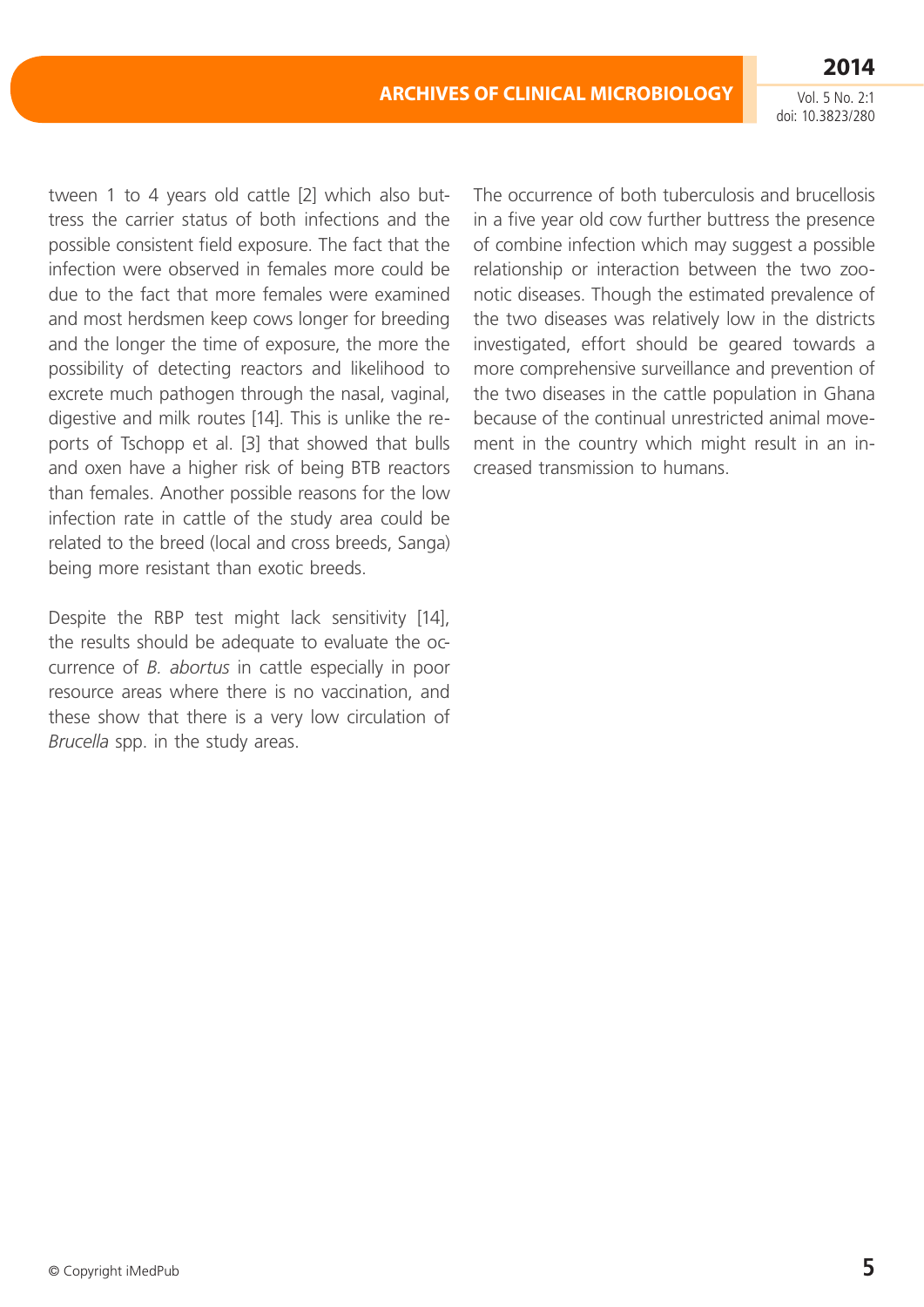tween 1 to 4 years old cattle [2] which also buttress the carrier status of both infections and the possible consistent field exposure. The fact that the infection were observed in females more could be due to the fact that more females were examined and most herdsmen keep cows longer for breeding and the longer the time of exposure, the more the possibility of detecting reactors and likelihood to excrete much pathogen through the nasal, vaginal, digestive and milk routes [14]. This is unlike the reports of Tschopp et al. [3] that showed that bulls and oxen have a higher risk of being BTB reactors than females. Another possible reasons for the low infection rate in cattle of the study area could be related to the breed (local and cross breeds, Sanga) being more resistant than exotic breeds.

Despite the RBP test might lack sensitivity [14], the results should be adequate to evaluate the occurrence of *B. abortus* in cattle especially in poor resource areas where there is no vaccination, and these show that there is a very low circulation of *Brucella* spp. in the study areas.

The occurrence of both tuberculosis and brucellosis in a five year old cow further buttress the presence of combine infection which may suggest a possible relationship or interaction between the two zoonotic diseases. Though the estimated prevalence of the two diseases was relatively low in the districts investigated, effort should be geared towards a more comprehensive surveillance and prevention of the two diseases in the cattle population in Ghana because of the continual unrestricted animal movement in the country which might result in an increased transmission to humans.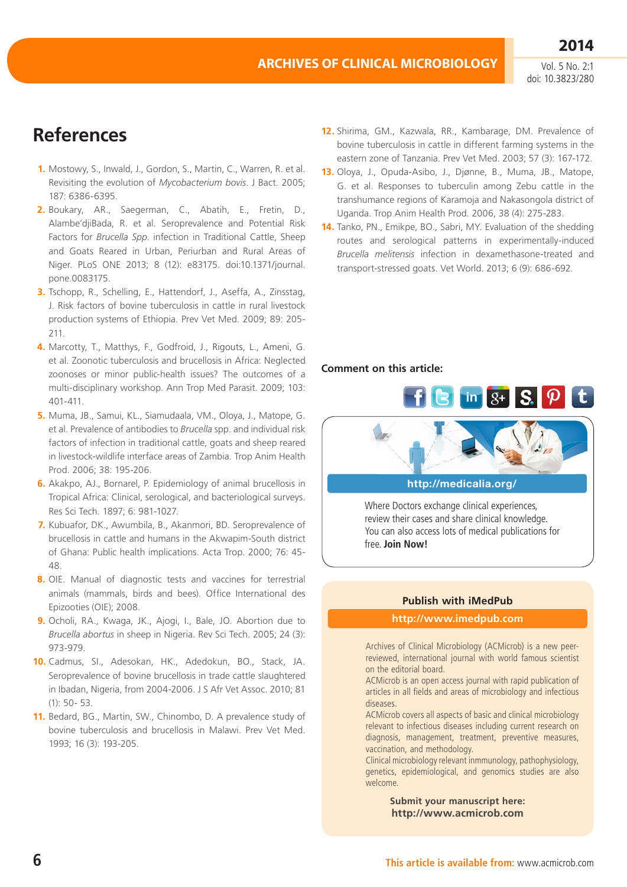## References

1. Mostowy, S., Inwald, J., Gordon, S., Martin, C., Warren, R. et al. Revisiting the evolution of *Mycobacterium bovis*. J Bact. 2005; 187: 6386-6395.
2. Boukary, AR., Saegerman, C., Abatih, E., Fretin, D., Alambe'djiBada, R. et al. Seroprevalence and Potential Risk Factors for *Brucella Spp.* infection in Traditional Cattle, Sheep and Goats Reared in Urban, Periurban and Rural Areas of Niger. PLoS ONE 2013; 8 (12): e83175. doi:10.1371/journal.pone.0083175.
3. Tschopp, R., Schelling, E., Hattendorf, J., Aseffa, A., Zinsstag, J. Risk factors of bovine tuberculosis in cattle in rural livestock production systems of Ethiopia. Prev Vet Med. 2009; 89: 205-211.
4. Marcotty, T., Matthys, F., Godfroid, J., Rigouts, L., Ameni, G. et al. Zoonotic tuberculosis and brucellosis in Africa: Neglected zoonoses or minor public-health issues? The outcomes of a multi-disciplinary workshop. Ann Trop Med Parasit. 2009; 103: 401-411.
5. Muma, JB., Samui, KL., Siamudaala, VM., Oloya, J., Matope, G. et al. Prevalence of antibodies to *Brucella* spp. and individual risk factors of infection in traditional cattle, goats and sheep reared in livestock-wildlife interface areas of Zambia. Trop Anim Health Prod. 2006; 38: 195-206.
6. Akakpo, AJ., Bornarel, P. Epidemiology of animal brucellosis in Tropical Africa: Clinical, serological, and bacteriological surveys. Res Sci Tech. 1897; 6: 981-1027.
7. Kubuafor, DK., Awumbila, B., Akanmori, BD. Seroprevalence of brucellosis in cattle and humans in the Akwapim-South district of Ghana: Public health implications. Acta Trop. 2000; 76: 45-48.
8. OIE. Manual of diagnostic tests and vaccines for terrestrial animals (mammals, birds and bees). Office International des Epizooties (OIE); 2008.
9. Ocholi, RA., Kwaga, JK., Ajogi, I., Bale, JO. Abortion due to *Brucella abortus* in sheep in Nigeria. Rev Sci Tech. 2005; 24 (3): 973-979.
10. Cadmus, SI., Adesokan, HK., Adedokun, BO., Stack, JA. Seroprevalence of bovine brucellosis in trade cattle slaughtered in Ibadan, Nigeria, from 2004-2006. J S Afr Vet Assoc. 2010; 81 (1): 50- 53.
11. Bedard, BG., Martin, SW., Chinombo, D. A prevalence study of bovine tuberculosis and brucellosis in Malawi. Prev Vet Med. 1993; 16 (3): 193-205.
12. Shirima, GM., Kazwala, RR., Kambarage, DM. Prevalence of bovine tuberculosis in cattle in different farming systems in the eastern zone of Tanzania. Prev Vet Med. 2003; 57 (3): 167-172.
13. Oloya, J., Opuda-Asibo, J., Djønne, B., Muma, JB., Matope, G. et al. Responses to tuberculin among Zebu cattle in the transhumance regions of Karamoja and Nakasongola district of Uganda. Trop Anim Health Prod. 2006, 38 (4): 275-283.
14. Tanko, PN., Emikpe, BO., Sabri, MY. Evaluation of the shedding routes and serological patterns in experimentally-induced *Brucella melitensis* infection in dexamethasone-treated and transport-stressed goats. Vet World. 2013; 6 (9): 686-692.

**Comment on this article:**

**http://medicalia.org/**

Where Doctors exchange clinical experiences, review their cases and share clinical knowledge. You can also access lots of medical publications for free. **Join Now!**

**Publish with iMedPub**

**http://www.imedpub.com**

Archives of Clinical Microbiology (ACMicrob) is a new peer-reviewed, international journal with world famous scientist on the editorial board.

ACMicrob is an open access journal with rapid publication of articles in all fields and areas of microbiology and infectious diseases.

ACMicrob covers all aspects of basic and clinical microbiology relevant to infectious diseases including current research on diagnosis, management, treatment, preventive measures, vaccination, and methodology.

Clinical microbiology relevant inmmunology, pathophysiology, genetics, epidemiological, and genomics studies are also welcome.

**Submit your manuscript here:**
**http://www.acmicrob.com**